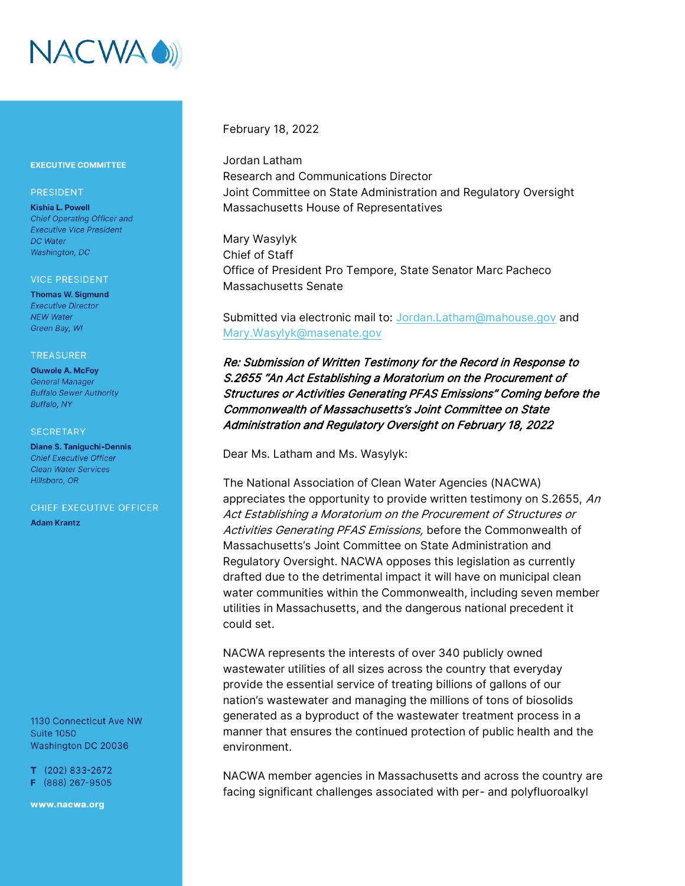NACWA

**EXECUTIVE COMMITTEE**

PRESIDENT

**Kishia L. Powell**
*Chief Operating Officer and Executive Vice President*
*DC Water*
*Washington, DC*

VICE PRESIDENT

**Thomas W. Sigmund**
*Executive Director*
*NEW Water*
*Green Bay, WI*

TREASURER

**Oluwole A. McFoy**
*General Manager*
*Buffalo Sewer Authority*
*Buffalo, NY*

SECRETARY

**Diane S. Taniguchi-Dennis**
*Chief Executive Officer*
*Clean Water Services*
*Hillsboro, OR*

CHIEF EXECUTIVE OFFICER

**Adam Krantz**

1130 Connecticut Ave NW
Suite 1050
Washington DC 20036

**T** (202) 833-2672
**F** (888) 267-9505

**www.nacwa.org**

February 18, 2022

Jordan Latham
Research and Communications Director
Joint Committee on State Administration and Regulatory Oversight
Massachusetts House of Representatives

Mary Wasylyk
Chief of Staff
Office of President Pro Tempore, State Senator Marc Pacheco
Massachusetts Senate

Submitted via electronic mail to: Jordan.Latham@mahouse.gov and Mary.Wasylyk@masenate.gov

***Re: Submission of Written Testimony for the Record in Response to S.2655 "An Act Establishing a Moratorium on the Procurement of Structures or Activities Generating PFAS Emissions" Coming before the Commonwealth of Massachusetts's Joint Committee on State Administration and Regulatory Oversight on February 18, 2022***

Dear Ms. Latham and Ms. Wasylyk:

The National Association of Clean Water Agencies (NACWA) appreciates the opportunity to provide written testimony on S.2655, *An Act Establishing a Moratorium on the Procurement of Structures or Activities Generating PFAS Emissions,* before the Commonwealth of Massachusetts's Joint Committee on State Administration and Regulatory Oversight. NACWA opposes this legislation as currently drafted due to the detrimental impact it will have on municipal clean water communities within the Commonwealth, including seven member utilities in Massachusetts, and the dangerous national precedent it could set.

NACWA represents the interests of over 340 publicly owned wastewater utilities of all sizes across the country that everyday provide the essential service of treating billions of gallons of our nation's wastewater and managing the millions of tons of biosolids generated as a byproduct of the wastewater treatment process in a manner that ensures the continued protection of public health and the environment.

NACWA member agencies in Massachusetts and across the country are facing significant challenges associated with per- and polyfluoroalkyl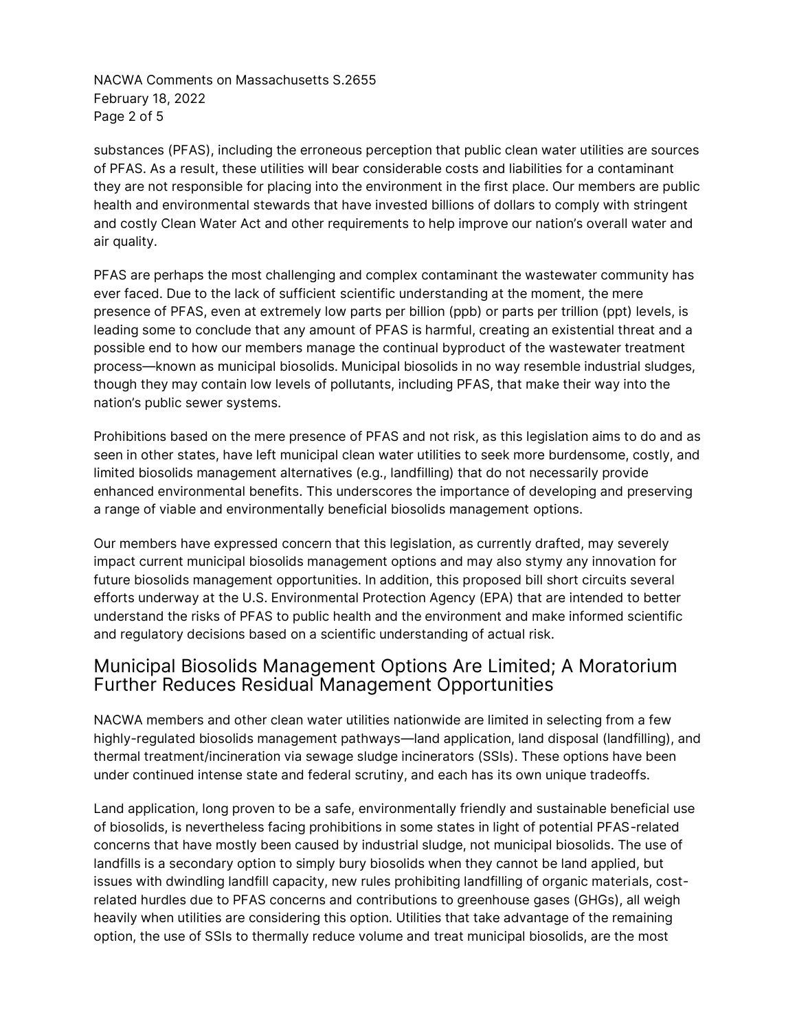substances (PFAS), including the erroneous perception that public clean water utilities are sources of PFAS. As a result, these utilities will bear considerable costs and liabilities for a contaminant they are not responsible for placing into the environment in the first place. Our members are public health and environmental stewards that have invested billions of dollars to comply with stringent and costly Clean Water Act and other requirements to help improve our nation's overall water and air quality.

PFAS are perhaps the most challenging and complex contaminant the wastewater community has ever faced. Due to the lack of sufficient scientific understanding at the moment, the mere presence of PFAS, even at extremely low parts per billion (ppb) or parts per trillion (ppt) levels, is leading some to conclude that any amount of PFAS is harmful, creating an existential threat and a possible end to how our members manage the continual byproduct of the wastewater treatment process—known as municipal biosolids. Municipal biosolids in no way resemble industrial sludges, though they may contain low levels of pollutants, including PFAS, that make their way into the nation's public sewer systems.

Prohibitions based on the mere presence of PFAS and not risk, as this legislation aims to do and as seen in other states, have left municipal clean water utilities to seek more burdensome, costly, and limited biosolids management alternatives (e.g., landfilling) that do not necessarily provide enhanced environmental benefits. This underscores the importance of developing and preserving a range of viable and environmentally beneficial biosolids management options.

Our members have expressed concern that this legislation, as currently drafted, may severely impact current municipal biosolids management options and may also stymy any innovation for future biosolids management opportunities. In addition, this proposed bill short circuits several efforts underway at the U.S. Environmental Protection Agency (EPA) that are intended to better understand the risks of PFAS to public health and the environment and make informed scientific and regulatory decisions based on a scientific understanding of actual risk.

## Municipal Biosolids Management Options Are Limited; A Moratorium Further Reduces Residual Management Opportunities

NACWA members and other clean water utilities nationwide are limited in selecting from a few highly-regulated biosolids management pathways—land application, land disposal (landfilling), and thermal treatment/incineration via sewage sludge incinerators (SSIs). These options have been under continued intense state and federal scrutiny, and each has its own unique tradeoffs.

Land application, long proven to be a safe, environmentally friendly and sustainable beneficial use of biosolids, is nevertheless facing prohibitions in some states in light of potential PFAS-related concerns that have mostly been caused by industrial sludge, not municipal biosolids. The use of landfills is a secondary option to simply bury biosolids when they cannot be land applied, but issues with dwindling landfill capacity, new rules prohibiting landfilling of organic materials, cost-related hurdles due to PFAS concerns and contributions to greenhouse gases (GHGs), all weigh heavily when utilities are considering this option. Utilities that take advantage of the remaining option, the use of SSIs to thermally reduce volume and treat municipal biosolids, are the most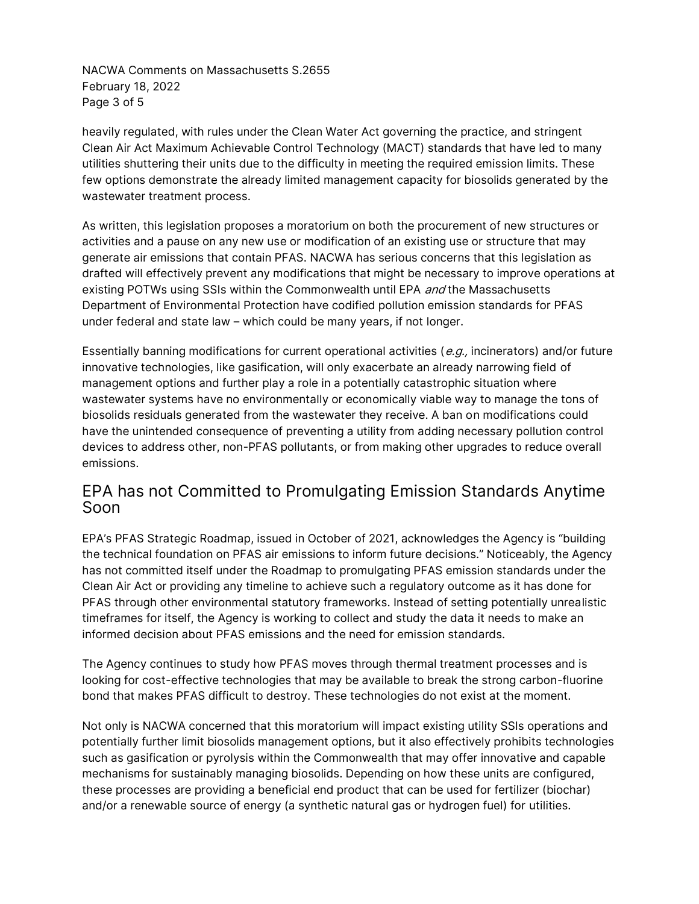heavily regulated, with rules under the Clean Water Act governing the practice, and stringent Clean Air Act Maximum Achievable Control Technology (MACT) standards that have led to many utilities shuttering their units due to the difficulty in meeting the required emission limits. These few options demonstrate the already limited management capacity for biosolids generated by the wastewater treatment process.

As written, this legislation proposes a moratorium on both the procurement of new structures or activities and a pause on any new use or modification of an existing use or structure that may generate air emissions that contain PFAS. NACWA has serious concerns that this legislation as drafted will effectively prevent any modifications that might be necessary to improve operations at existing POTWs using SSIs within the Commonwealth until EPA *and* the Massachusetts Department of Environmental Protection have codified pollution emission standards for PFAS under federal and state law – which could be many years, if not longer.

Essentially banning modifications for current operational activities (*e.g.,* incinerators) and/or future innovative technologies, like gasification, will only exacerbate an already narrowing field of management options and further play a role in a potentially catastrophic situation where wastewater systems have no environmentally or economically viable way to manage the tons of biosolids residuals generated from the wastewater they receive. A ban on modifications could have the unintended consequence of preventing a utility from adding necessary pollution control devices to address other, non-PFAS pollutants, or from making other upgrades to reduce overall emissions.

## EPA has not Committed to Promulgating Emission Standards Anytime Soon

EPA's PFAS Strategic Roadmap, issued in October of 2021, acknowledges the Agency is "building the technical foundation on PFAS air emissions to inform future decisions." Noticeably, the Agency has not committed itself under the Roadmap to promulgating PFAS emission standards under the Clean Air Act or providing any timeline to achieve such a regulatory outcome as it has done for PFAS through other environmental statutory frameworks. Instead of setting potentially unrealistic timeframes for itself, the Agency is working to collect and study the data it needs to make an informed decision about PFAS emissions and the need for emission standards.

The Agency continues to study how PFAS moves through thermal treatment processes and is looking for cost-effective technologies that may be available to break the strong carbon-fluorine bond that makes PFAS difficult to destroy. These technologies do not exist at the moment.

Not only is NACWA concerned that this moratorium will impact existing utility SSIs operations and potentially further limit biosolids management options, but it also effectively prohibits technologies such as gasification or pyrolysis within the Commonwealth that may offer innovative and capable mechanisms for sustainably managing biosolids. Depending on how these units are configured, these processes are providing a beneficial end product that can be used for fertilizer (biochar) and/or a renewable source of energy (a synthetic natural gas or hydrogen fuel) for utilities.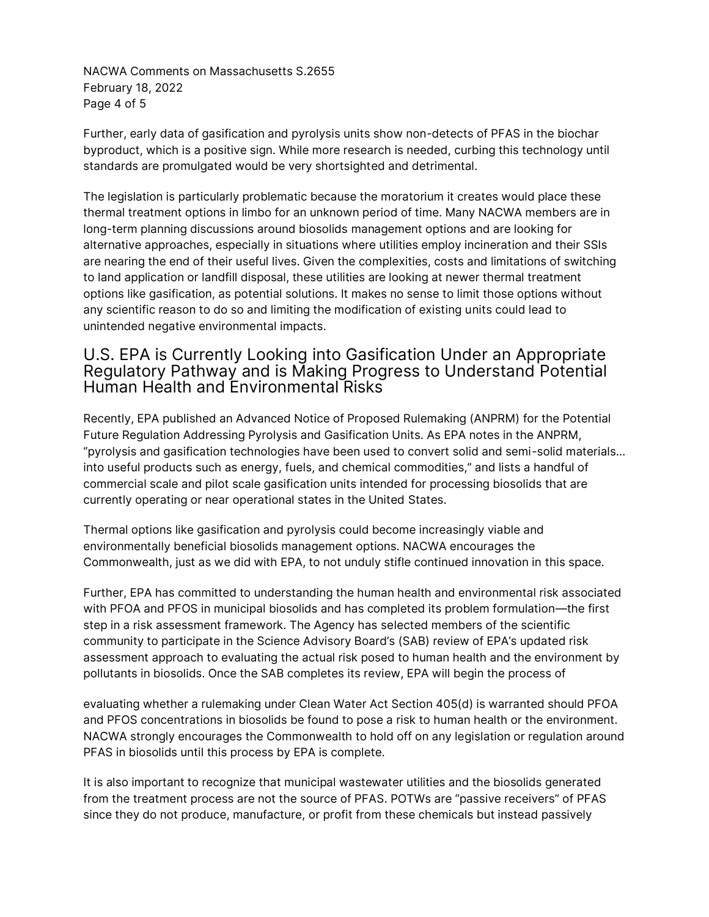Further, early data of gasification and pyrolysis units show non-detects of PFAS in the biochar byproduct, which is a positive sign. While more research is needed, curbing this technology until standards are promulgated would be very shortsighted and detrimental.

The legislation is particularly problematic because the moratorium it creates would place these thermal treatment options in limbo for an unknown period of time. Many NACWA members are in long-term planning discussions around biosolids management options and are looking for alternative approaches, especially in situations where utilities employ incineration and their SSIs are nearing the end of their useful lives. Given the complexities, costs and limitations of switching to land application or landfill disposal, these utilities are looking at newer thermal treatment options like gasification, as potential solutions. It makes no sense to limit those options without any scientific reason to do so and limiting the modification of existing units could lead to unintended negative environmental impacts.

## U.S. EPA is Currently Looking into Gasification Under an Appropriate Regulatory Pathway and is Making Progress to Understand Potential Human Health and Environmental Risks

Recently, EPA published an Advanced Notice of Proposed Rulemaking (ANPRM) for the Potential Future Regulation Addressing Pyrolysis and Gasification Units. As EPA notes in the ANPRM, "pyrolysis and gasification technologies have been used to convert solid and semi-solid materials… into useful products such as energy, fuels, and chemical commodities," and lists a handful of commercial scale and pilot scale gasification units intended for processing biosolids that are currently operating or near operational states in the United States.

Thermal options like gasification and pyrolysis could become increasingly viable and environmentally beneficial biosolids management options. NACWA encourages the Commonwealth, just as we did with EPA, to not unduly stifle continued innovation in this space.

Further, EPA has committed to understanding the human health and environmental risk associated with PFOA and PFOS in municipal biosolids and has completed its problem formulation—the first step in a risk assessment framework. The Agency has selected members of the scientific community to participate in the Science Advisory Board's (SAB) review of EPA's updated risk assessment approach to evaluating the actual risk posed to human health and the environment by pollutants in biosolids. Once the SAB completes its review, EPA will begin the process of evaluating whether a rulemaking under Clean Water Act Section 405(d) is warranted should PFOA and PFOS concentrations in biosolids be found to pose a risk to human health or the environment. NACWA strongly encourages the Commonwealth to hold off on any legislation or regulation around PFAS in biosolids until this process by EPA is complete.

It is also important to recognize that municipal wastewater utilities and the biosolids generated from the treatment process are not the source of PFAS. POTWs are "passive receivers" of PFAS since they do not produce, manufacture, or profit from these chemicals but instead passively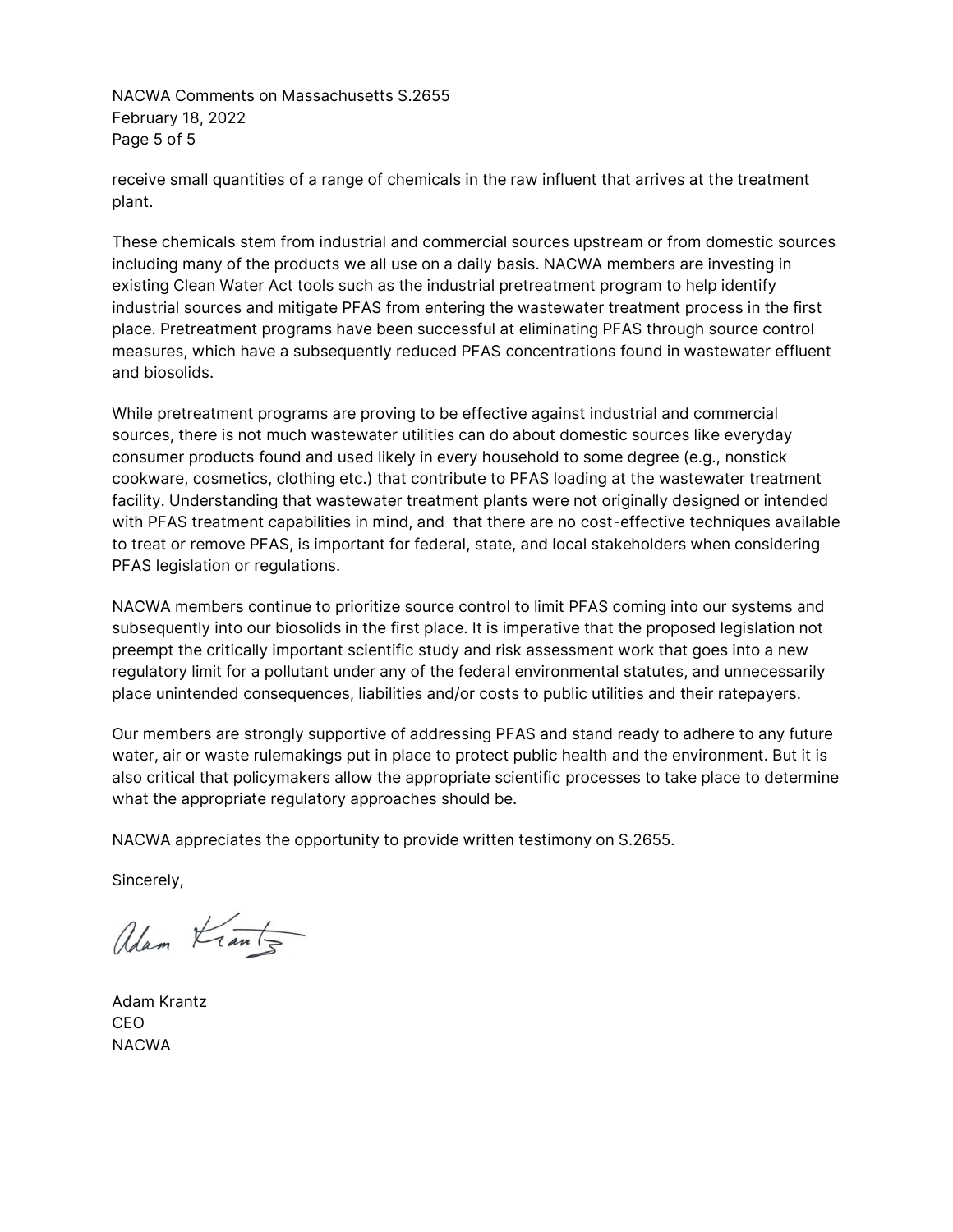receive small quantities of a range of chemicals in the raw influent that arrives at the treatment plant.

These chemicals stem from industrial and commercial sources upstream or from domestic sources including many of the products we all use on a daily basis. NACWA members are investing in existing Clean Water Act tools such as the industrial pretreatment program to help identify industrial sources and mitigate PFAS from entering the wastewater treatment process in the first place. Pretreatment programs have been successful at eliminating PFAS through source control measures, which have a subsequently reduced PFAS concentrations found in wastewater effluent and biosolids.

While pretreatment programs are proving to be effective against industrial and commercial sources, there is not much wastewater utilities can do about domestic sources like everyday consumer products found and used likely in every household to some degree (e.g., nonstick cookware, cosmetics, clothing etc.) that contribute to PFAS loading at the wastewater treatment facility. Understanding that wastewater treatment plants were not originally designed or intended with PFAS treatment capabilities in mind, and that there are no cost-effective techniques available to treat or remove PFAS, is important for federal, state, and local stakeholders when considering PFAS legislation or regulations.

NACWA members continue to prioritize source control to limit PFAS coming into our systems and subsequently into our biosolids in the first place. It is imperative that the proposed legislation not preempt the critically important scientific study and risk assessment work that goes into a new regulatory limit for a pollutant under any of the federal environmental statutes, and unnecessarily place unintended consequences, liabilities and/or costs to public utilities and their ratepayers.

Our members are strongly supportive of addressing PFAS and stand ready to adhere to any future water, air or waste rulemakings put in place to protect public health and the environment. But it is also critical that policymakers allow the appropriate scientific processes to take place to determine what the appropriate regulatory approaches should be.

NACWA appreciates the opportunity to provide written testimony on S.2655.

Sincerely,

Adam Krantz

Adam Krantz
CEO
NACWA